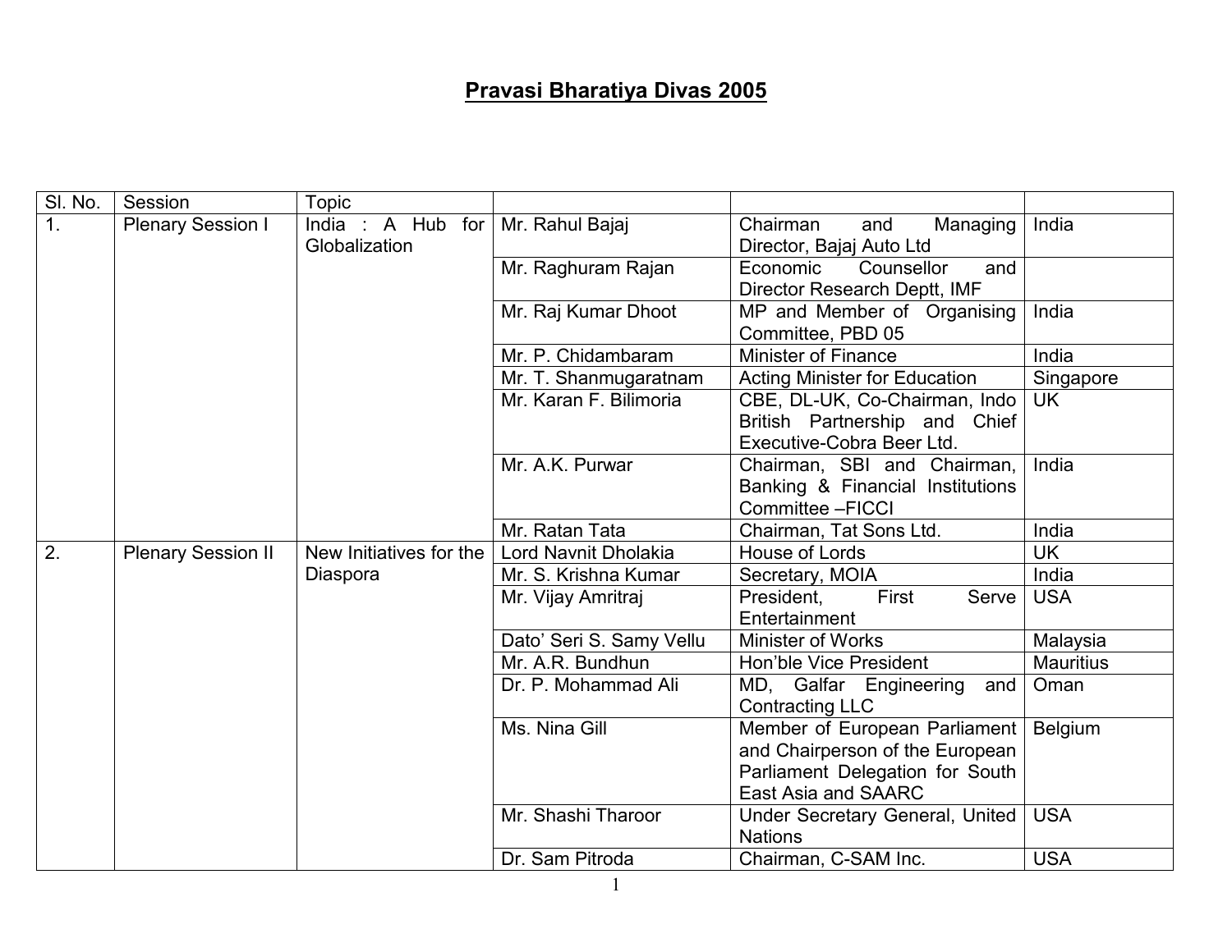# Pravasi Bharatiya Divas 2005

| Sl. No. | Session | Topic | | | |
|---|---|---|---|---|---|
| 1. | Plenary Session I | India : A Hub for Globalization | Mr. Rahul Bajaj | Chairman and Managing Director, Bajaj Auto Ltd | India |
| | | | Mr. Raghuram Rajan | Economic Counsellor and Director Research Deptt, IMF | |
| | | | Mr. Raj Kumar Dhoot | MP and Member of Organising Committee, PBD 05 | India |
| | | | Mr. P. Chidambaram | Minister of Finance | India |
| | | | Mr. T. Shanmugaratnam | Acting Minister for Education | Singapore |
| | | | Mr. Karan F. Bilimoria | CBE, DL-UK, Co-Chairman, Indo British Partnership and Chief Executive-Cobra Beer Ltd. | UK |
| | | | Mr. A.K. Purwar | Chairman, SBI and Chairman, Banking & Financial Institutions Committee –FICCI | India |
| | | | Mr. Ratan Tata | Chairman, Tat Sons Ltd. | India |
| 2. | Plenary Session II | New Initiatives for the Diaspora | Lord Navnit Dholakia | House of Lords | UK |
| | | | Mr. S. Krishna Kumar | Secretary, MOIA | India |
| | | | Mr. Vijay Amritraj | President, First Serve Entertainment | USA |
| | | | Dato' Seri S. Samy Vellu | Minister of Works | Malaysia |
| | | | Mr. A.R. Bundhun | Hon'ble Vice President | Mauritius |
| | | | Dr. P. Mohammad Ali | MD, Galfar Engineering and Contracting LLC | Oman |
| | | | Ms. Nina Gill | Member of European Parliament and Chairperson of the European Parliament Delegation for South East Asia and SAARC | Belgium |
| | | | Mr. Shashi Tharoor | Under Secretary General, United Nations | USA |
| | | | Dr. Sam Pitroda | Chairman, C-SAM Inc. | USA |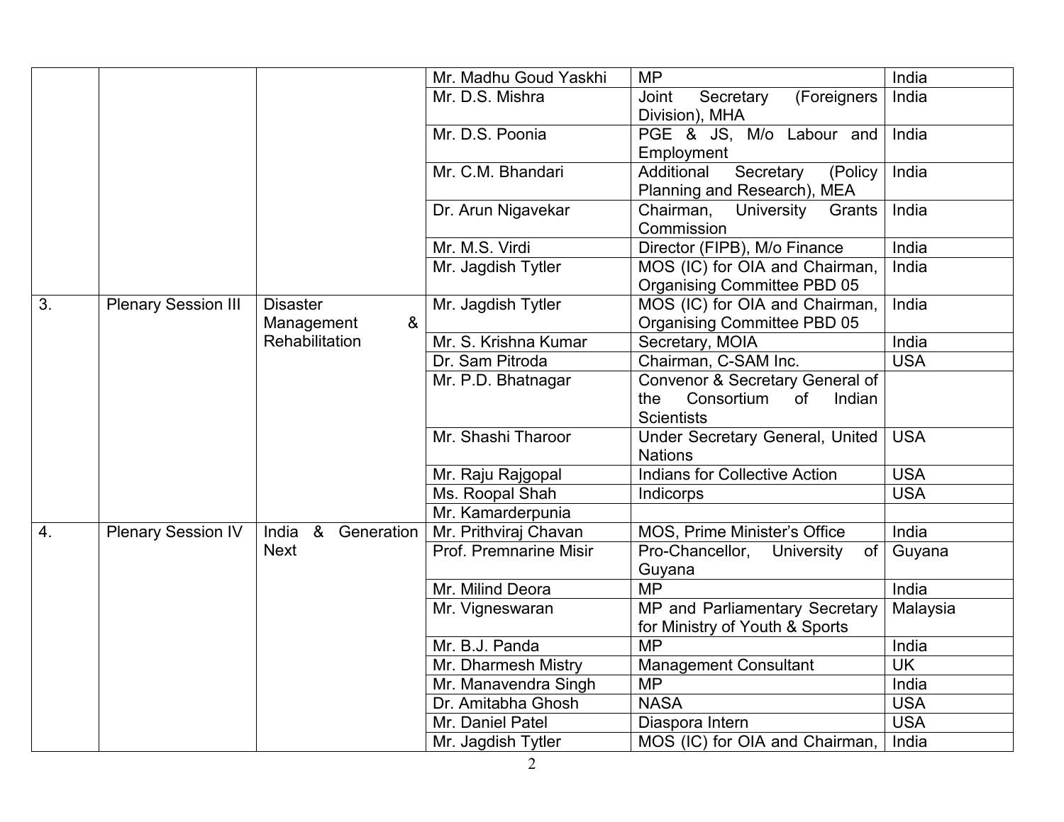| | | | Mr. Madhu Goud Yaskhi | MP | India |
|---|---|---|---|---|---|
| | | | Mr. D.S. Mishra | Joint Secretary (Foreigners Division), MHA | India |
| | | | Mr. D.S. Poonia | PGE & JS, M/o Labour and Employment | India |
| | | | Mr. C.M. Bhandari | Additional Secretary (Policy Planning and Research), MEA | India |
| | | | Dr. Arun Nigavekar | Chairman, University Grants Commission | India |
| | | | Mr. M.S. Virdi | Director (FIPB), M/o Finance | India |
| | | | Mr. Jagdish Tytler | MOS (IC) for OIA and Chairman, Organising Committee PBD 05 | India |
| 3. | Plenary Session III | Disaster Management & Rehabilitation | Mr. Jagdish Tytler | MOS (IC) for OIA and Chairman, Organising Committee PBD 05 | India |
| | | | Mr. S. Krishna Kumar | Secretary, MOIA | India |
| | | | Dr. Sam Pitroda | Chairman, C-SAM Inc. | USA |
| | | | Mr. P.D. Bhatnagar | Convenor & Secretary General of the Consortium of Indian Scientists | |
| | | | Mr. Shashi Tharoor | Under Secretary General, United Nations | USA |
| | | | Mr. Raju Rajgopal | Indians for Collective Action | USA |
| | | | Ms. Roopal Shah | Indicorps | USA |
| | | | Mr. Kamarderpunia | | |
| 4. | Plenary Session IV | India & Generation Next | Mr. Prithviraj Chavan | MOS, Prime Minister's Office | India |
| | | | Prof. Premnarine Misir | Pro-Chancellor, University of Guyana | Guyana |
| | | | Mr. Milind Deora | MP | India |
| | | | Mr. Vigneswaran | MP and Parliamentary Secretary for Ministry of Youth & Sports | Malaysia |
| | | | Mr. B.J. Panda | MP | India |
| | | | Mr. Dharmesh Mistry | Management Consultant | UK |
| | | | Mr. Manavendra Singh | MP | India |
| | | | Dr. Amitabha Ghosh | NASA | USA |
| | | | Mr. Daniel Patel | Diaspora Intern | USA |
| | | | Mr. Jagdish Tytler | MOS (IC) for OIA and Chairman, | India |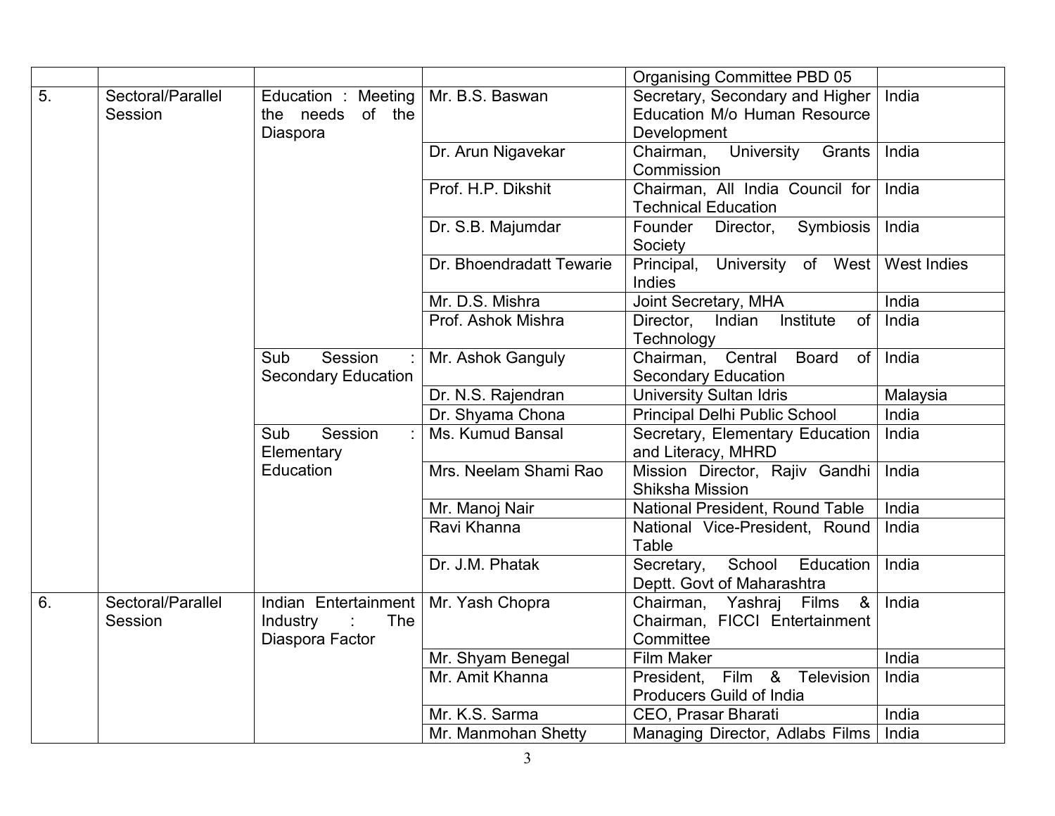| | | | | Organising Committee PBD 05 | |
|---|---|---|---|---|---|
| 5. | Sectoral/Parallel Session | Education : Meeting the needs of the Diaspora | Mr. B.S. Baswan | Secretary, Secondary and Higher Education M/o Human Resource Development | India |
| | | | Dr. Arun Nigavekar | Chairman, University Grants Commission | India |
| | | | Prof. H.P. Dikshit | Chairman, All India Council for Technical Education | India |
| | | | Dr. S.B. Majumdar | Founder Director, Symbiosis Society | India |
| | | | Dr. Bhoendradatt Tewarie | Principal, University of West Indies | West Indies |
| | | | Mr. D.S. Mishra | Joint Secretary, MHA | India |
| | | | Prof. Ashok Mishra | Director, Indian Institute of Technology | India |
| | | Sub Session : Secondary Education | Mr. Ashok Ganguly | Chairman, Central Board of Secondary Education | India |
| | | | Dr. N.S. Rajendran | University Sultan Idris | Malaysia |
| | | | Dr. Shyama Chona | Principal Delhi Public School | India |
| | | Sub Session : Elementary Education | Ms. Kumud Bansal | Secretary, Elementary Education and Literacy, MHRD | India |
| | | | Mrs. Neelam Shami Rao | Mission Director, Rajiv Gandhi Shiksha Mission | India |
| | | | Mr. Manoj Nair | National President, Round Table | India |
| | | | Ravi Khanna | National Vice-President, Round Table | India |
| | | | Dr. J.M. Phatak | Secretary, School Education Deptt. Govt of Maharashtra | India |
| 6. | Sectoral/Parallel Session | Indian Entertainment Industry : The Diaspora Factor | Mr. Yash Chopra | Chairman, Yashraj Films & Chairman, FICCI Entertainment Committee | India |
| | | | Mr. Shyam Benegal | Film Maker | India |
| | | | Mr. Amit Khanna | President, Film & Television Producers Guild of India | India |
| | | | Mr. K.S. Sarma | CEO, Prasar Bharati | India |
| | | | Mr. Manmohan Shetty | Managing Director, Adlabs Films | India |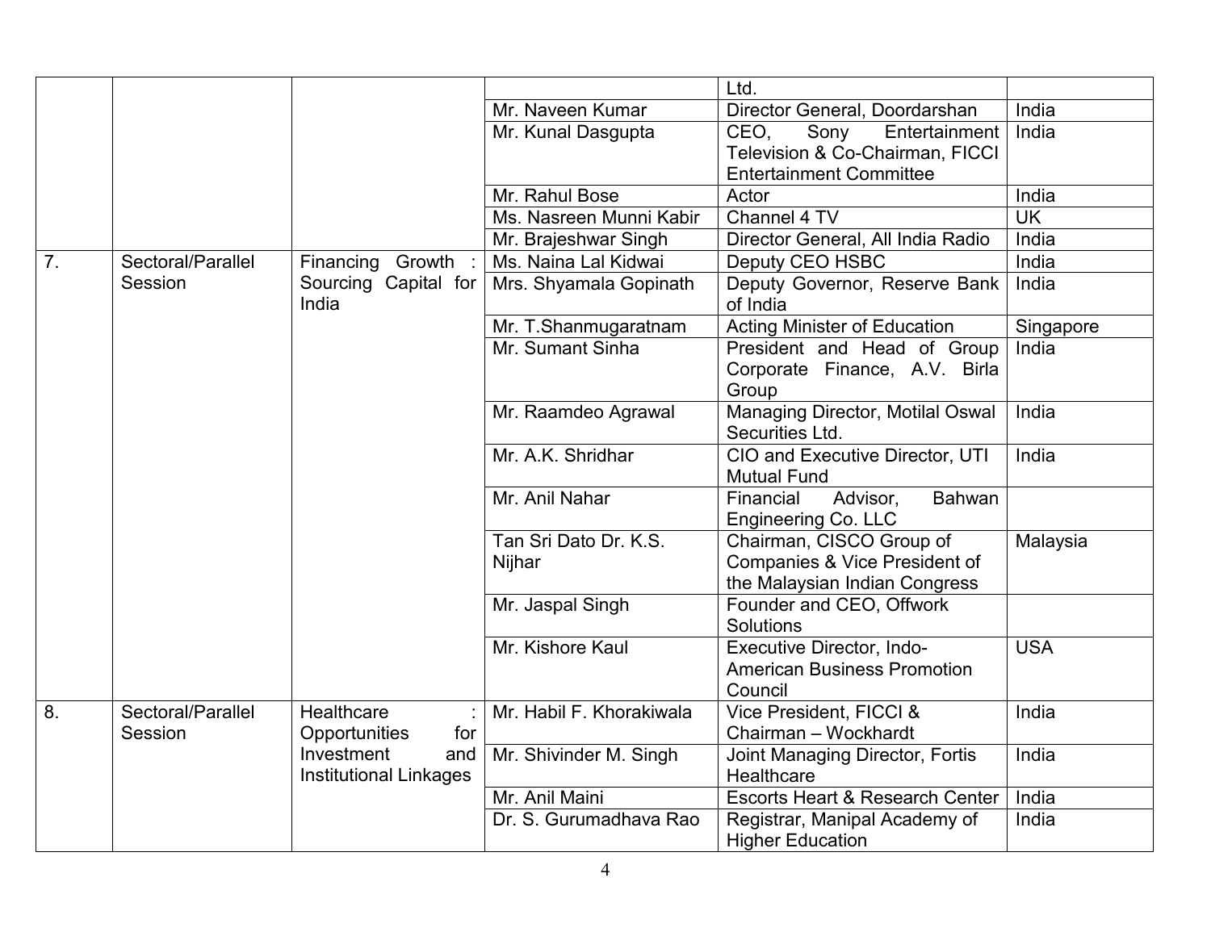| | | | | Ltd. | |
|---|---|---|---|---|---|
| | | | Mr. Naveen Kumar | Director General, Doordarshan | India |
| | | | Mr. Kunal Dasgupta | CEO, Sony Entertainment Television & Co-Chairman, FICCI Entertainment Committee | India |
| | | | Mr. Rahul Bose | Actor | India |
| | | | Ms. Nasreen Munni Kabir | Channel 4 TV | UK |
| | | | Mr. Brajeshwar Singh | Director General, All India Radio | India |
| 7. | Sectoral/Parallel Session | Financing Growth : Sourcing Capital for India | Ms. Naina Lal Kidwai | Deputy CEO HSBC | India |
| | | | Mrs. Shyamala Gopinath | Deputy Governor, Reserve Bank of India | India |
| | | | Mr. T.Shanmugaratnam | Acting Minister of Education | Singapore |
| | | | Mr. Sumant Sinha | President and Head of Group Corporate Finance, A.V. Birla Group | India |
| | | | Mr. Raamdeo Agrawal | Managing Director, Motilal Oswal Securities Ltd. | India |
| | | | Mr. A.K. Shridhar | CIO and Executive Director, UTI Mutual Fund | India |
| | | | Mr. Anil Nahar | Financial Advisor, Bahwan Engineering Co. LLC | |
| | | | Tan Sri Dato Dr. K.S. Nijhar | Chairman, CISCO Group of Companies & Vice President of the Malaysian Indian Congress | Malaysia |
| | | | Mr. Jaspal Singh | Founder and CEO, Offwork Solutions | |
| | | | Mr. Kishore Kaul | Executive Director, Indo-American Business Promotion Council | USA |
| 8. | Sectoral/Parallel Session | Healthcare : Opportunities for Investment and Institutional Linkages | Mr. Habil F. Khorakiwala | Vice President, FICCI & Chairman – Wockhardt | India |
| | | | Mr. Shivinder M. Singh | Joint Managing Director, Fortis Healthcare | India |
| | | | Mr. Anil Maini | Escorts Heart & Research Center | India |
| | | | Dr. S. Gurumadhava Rao | Registrar, Manipal Academy of Higher Education | India |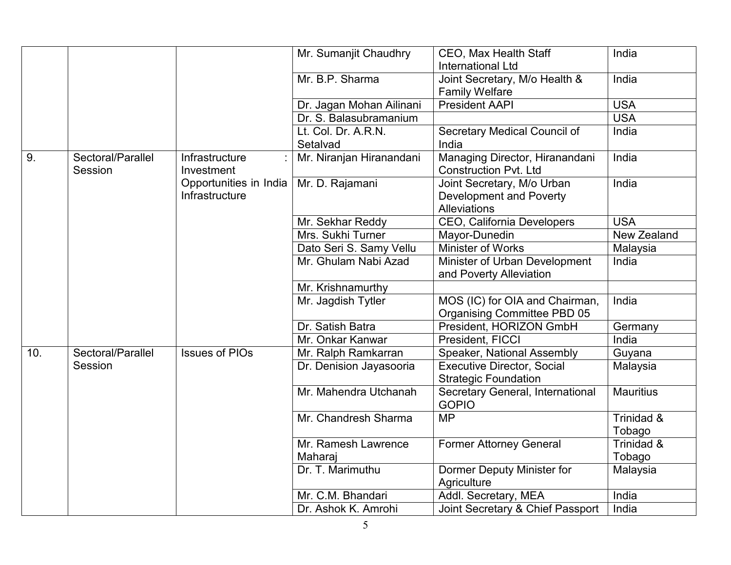| | | | Mr. Sumanjit Chaudhry | CEO, Max Health Staff International Ltd | India |
|---|---|---|---|---|---|
| | | | Mr. B.P. Sharma | Joint Secretary, M/o Health & Family Welfare | India |
| | | | Dr. Jagan Mohan Ailinani | President AAPI | USA |
| | | | Dr. S. Balasubramanium | | USA |
| | | | Lt. Col. Dr. A.R.N. Setalvad | Secretary Medical Council of India | India |
| 9. | Sectoral/Parallel Session | Infrastructure : Investment Opportunities in India Infrastructure | Mr. Niranjan Hiranandani | Managing Director, Hiranandani Construction Pvt. Ltd | India |
| | | | Mr. D. Rajamani | Joint Secretary, M/o Urban Development and Poverty Alleviations | India |
| | | | Mr. Sekhar Reddy | CEO, California Developers | USA |
| | | | Mrs. Sukhi Turner | Mayor-Dunedin | New Zealand |
| | | | Dato Seri S. Samy Vellu | Minister of Works | Malaysia |
| | | | Mr. Ghulam Nabi Azad | Minister of Urban Development and Poverty Alleviation | India |
| | | | Mr. Krishnamurthy | | |
| | | | Mr. Jagdish Tytler | MOS (IC) for OIA and Chairman, Organising Committee PBD 05 | India |
| | | | Dr. Satish Batra | President, HORIZON GmbH | Germany |
| | | | Mr. Onkar Kanwar | President, FICCI | India |
| 10. | Sectoral/Parallel Session | Issues of PIOs | Mr. Ralph Ramkarran | Speaker, National Assembly | Guyana |
| | | | Dr. Denision Jayasooria | Executive Director, Social Strategic Foundation | Malaysia |
| | | | Mr. Mahendra Utchanah | Secretary General, International GOPIO | Mauritius |
| | | | Mr. Chandresh Sharma | MP | Trinidad & Tobago |
| | | | Mr. Ramesh Lawrence Maharaj | Former Attorney General | Trinidad & Tobago |
| | | | Dr. T. Marimuthu | Dormer Deputy Minister for Agriculture | Malaysia |
| | | | Mr. C.M. Bhandari | Addl. Secretary, MEA | India |
| | | | Dr. Ashok K. Amrohi | Joint Secretary & Chief Passport | India |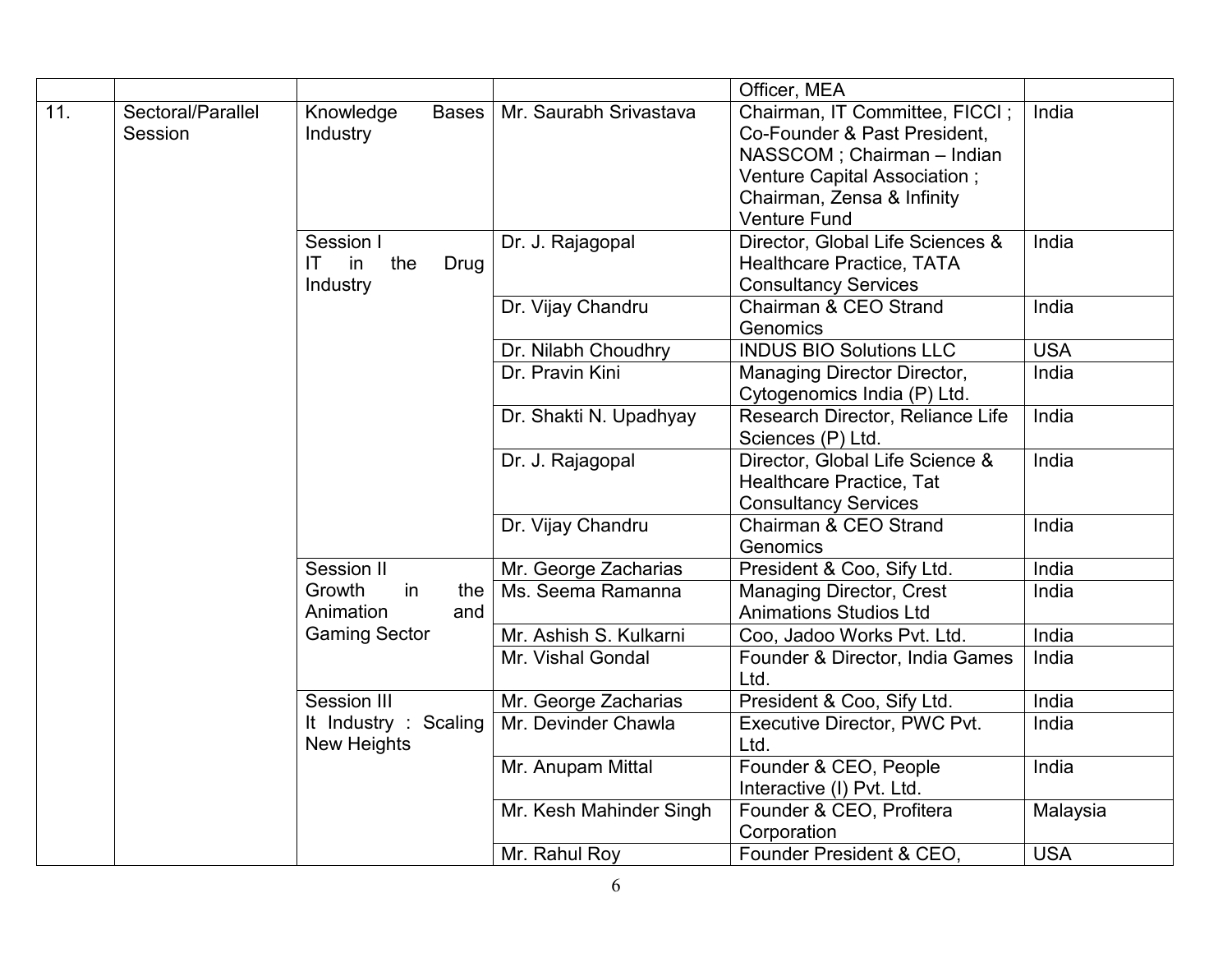| | | | | Officer, MEA | |
|---|---|---|---|---|---|
| 11. | Sectoral/Parallel Session | Knowledge Bases Industry | Mr. Saurabh Srivastava | Chairman, IT Committee, FICCI ; Co-Founder & Past President, NASSCOM ; Chairman – Indian Venture Capital Association ; Chairman, Zensa & Infinity Venture Fund | India |
| | | Session I IT in the Drug Industry | Dr. J. Rajagopal | Director, Global Life Sciences & Healthcare Practice, TATA Consultancy Services | India |
| | | | Dr. Vijay Chandru | Chairman & CEO Strand Genomics | India |
| | | | Dr. Nilabh Choudhry | INDUS BIO Solutions LLC | USA |
| | | | Dr. Pravin Kini | Managing Director Director, Cytogenomics India (P) Ltd. | India |
| | | | Dr. Shakti N. Upadhyay | Research Director, Reliance Life Sciences (P) Ltd. | India |
| | | | Dr. J. Rajagopal | Director, Global Life Science & Healthcare Practice, Tat Consultancy Services | India |
| | | | Dr. Vijay Chandru | Chairman & CEO Strand Genomics | India |
| | | Session II Growth in the Animation and Gaming Sector | Mr. George Zacharias | President & Coo, Sify Ltd. | India |
| | | | Ms. Seema Ramanna | Managing Director, Crest Animations Studios Ltd | India |
| | | | Mr. Ashish S. Kulkarni | Coo, Jadoo Works Pvt. Ltd. | India |
| | | | Mr. Vishal Gondal | Founder & Director, India Games Ltd. | India |
| | | Session III It Industry : Scaling New Heights | Mr. George Zacharias | President & Coo, Sify Ltd. | India |
| | | | Mr. Devinder Chawla | Executive Director, PWC Pvt. Ltd. | India |
| | | | Mr. Anupam Mittal | Founder & CEO, People Interactive (I) Pvt. Ltd. | India |
| | | | Mr. Kesh Mahinder Singh | Founder & CEO, Profitera Corporation | Malaysia |
| | | | Mr. Rahul Roy | Founder President & CEO, | USA |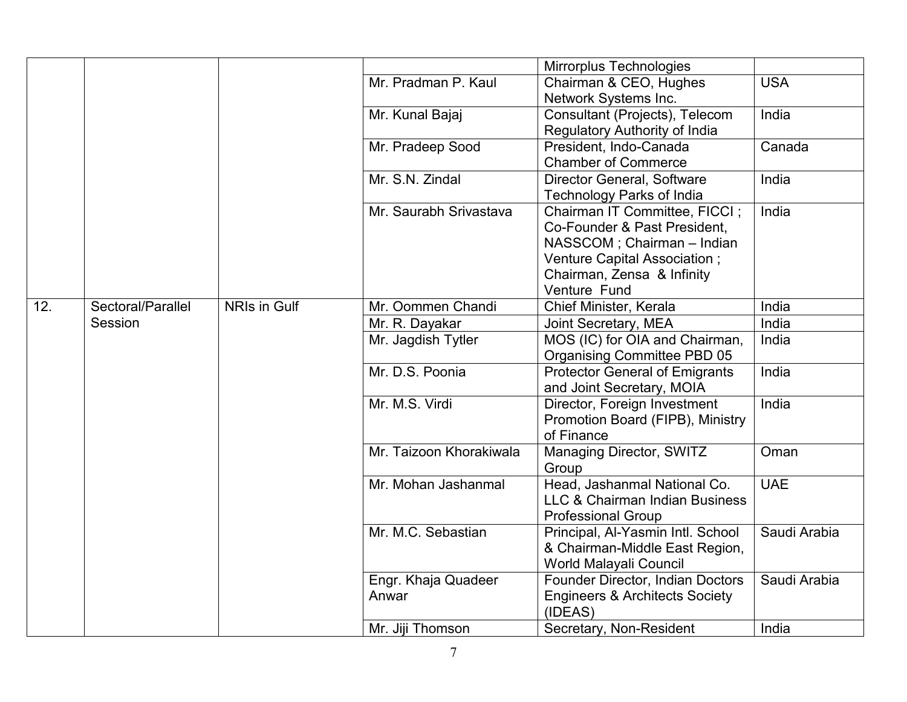| | | | | | |
|---|---|---|---|---|---|
| | | | | Mirrorplus Technologies | |
| | | | Mr. Pradman P. Kaul | Chairman & CEO, Hughes Network Systems Inc. | USA |
| | | | Mr. Kunal Bajaj | Consultant (Projects), Telecom Regulatory Authority of India | India |
| | | | Mr. Pradeep Sood | President, Indo-Canada Chamber of Commerce | Canada |
| | | | Mr. S.N. Zindal | Director General, Software Technology Parks of India | India |
| | | | Mr. Saurabh Srivastava | Chairman IT Committee, FICCI ; Co-Founder & Past President, NASSCOM ; Chairman – Indian Venture Capital Association ; Chairman, Zensa & Infinity Venture Fund | India |
| 12. | Sectoral/Parallel Session | NRIs in Gulf | Mr. Oommen Chandi | Chief Minister, Kerala | India |
| | | | Mr. R. Dayakar | Joint Secretary, MEA | India |
| | | | Mr. Jagdish Tytler | MOS (IC) for OIA and Chairman, Organising Committee PBD 05 | India |
| | | | Mr. D.S. Poonia | Protector General of Emigrants and Joint Secretary, MOIA | India |
| | | | Mr. M.S. Virdi | Director, Foreign Investment Promotion Board (FIPB), Ministry of Finance | India |
| | | | Mr. Taizoon Khorakiwala | Managing Director, SWITZ Group | Oman |
| | | | Mr. Mohan Jashanmal | Head, Jashanmal National Co. LLC & Chairman Indian Business Professional Group | UAE |
| | | | Mr. M.C. Sebastian | Principal, Al-Yasmin Intl. School & Chairman-Middle East Region, World Malayali Council | Saudi Arabia |
| | | | Engr. Khaja Quadeer Anwar | Founder Director, Indian Doctors Engineers & Architects Society (IDEAS) | Saudi Arabia |
| | | | Mr. Jiji Thomson | Secretary, Non-Resident | India |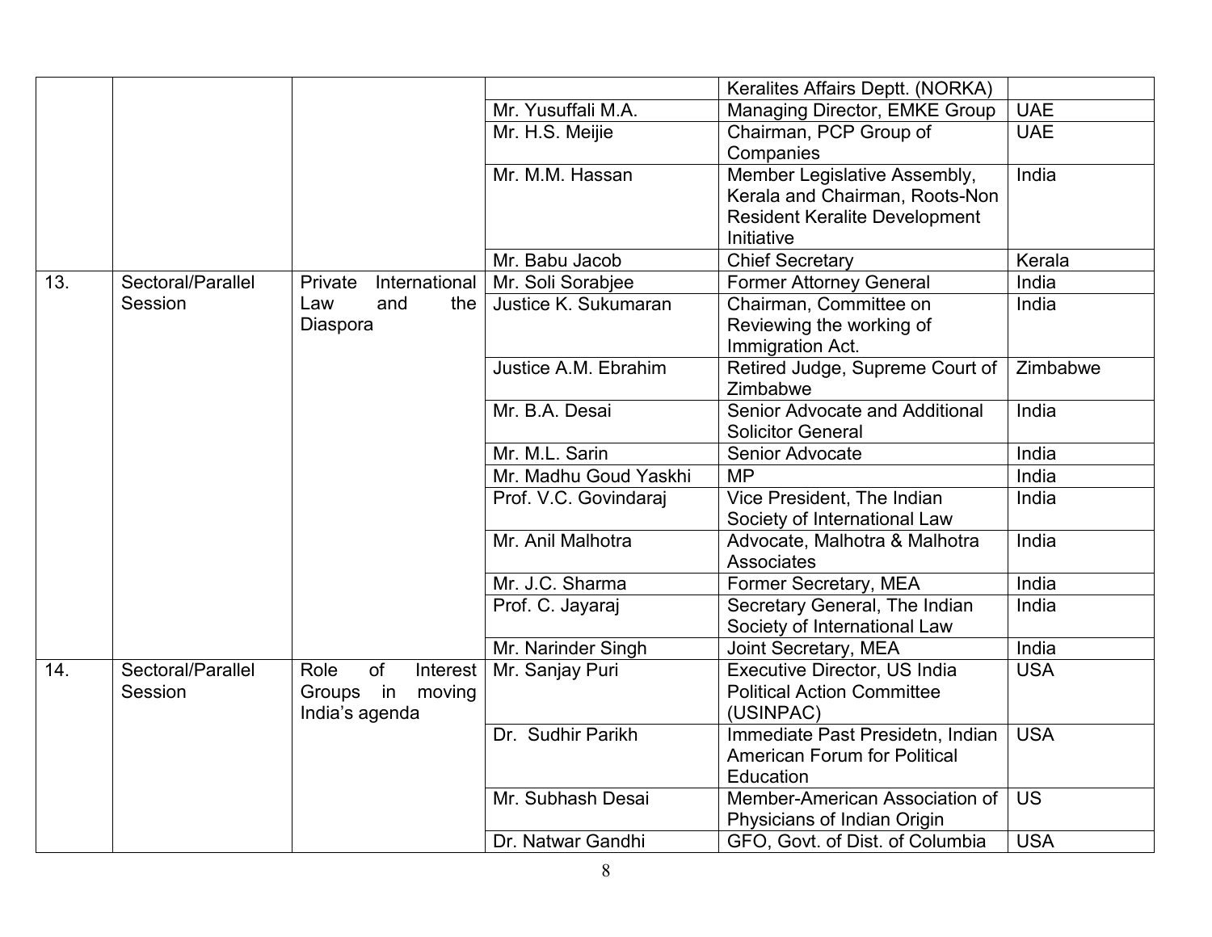| | | | | | |
|---|---|---|---|---|---|
| | | | | Keralites Affairs Deptt. (NORKA) | |
| | | | Mr. Yusuffali M.A. | Managing Director, EMKE Group | UAE |
| | | | Mr. H.S. Meijie | Chairman, PCP Group of Companies | UAE |
| | | | Mr. M.M. Hassan | Member Legislative Assembly, Kerala and Chairman, Roots-Non Resident Keralite Development Initiative | India |
| | | | Mr. Babu Jacob | Chief Secretary | Kerala |
| 13. | Sectoral/Parallel Session | Private International Law and the Diaspora | Mr. Soli Sorabjee | Former Attorney General | India |
| | | | Justice K. Sukumaran | Chairman, Committee on Reviewing the working of Immigration Act. | India |
| | | | Justice A.M. Ebrahim | Retired Judge, Supreme Court of Zimbabwe | Zimbabwe |
| | | | Mr. B.A. Desai | Senior Advocate and Additional Solicitor General | India |
| | | | Mr. M.L. Sarin | Senior Advocate | India |
| | | | Mr. Madhu Goud Yaskhi | MP | India |
| | | | Prof. V.C. Govindaraj | Vice President, The Indian Society of International Law | India |
| | | | Mr. Anil Malhotra | Advocate, Malhotra & Malhotra Associates | India |
| | | | Mr. J.C. Sharma | Former Secretary, MEA | India |
| | | | Prof. C. Jayaraj | Secretary General, The Indian Society of International Law | India |
| | | | Mr. Narinder Singh | Joint Secretary, MEA | India |
| 14. | Sectoral/Parallel Session | Role of Interest Groups in moving India's agenda | Mr. Sanjay Puri | Executive Director, US India Political Action Committee (USINPAC) | USA |
| | | | Dr. Sudhir Parikh | Immediate Past Presidetn, Indian American Forum for Political Education | USA |
| | | | Mr. Subhash Desai | Member-American Association of Physicians of Indian Origin | US |
| | | | Dr. Natwar Gandhi | GFO, Govt. of Dist. of Columbia | USA |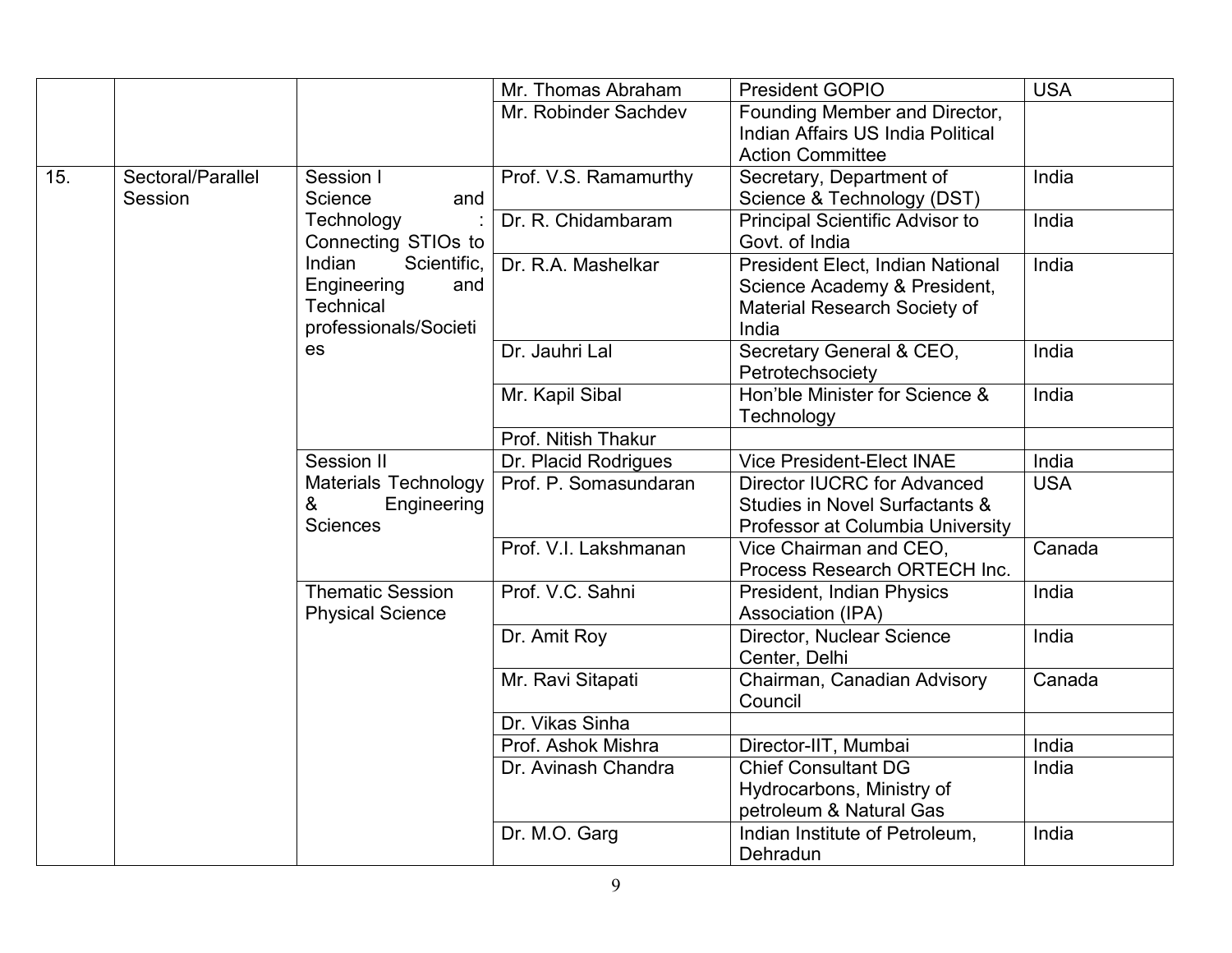| | | | | | |
|---|---|---|---|---|---|
| | | | Mr. Thomas Abraham | President GOPIO | USA |
| | | | Mr. Robinder Sachdev | Founding Member and Director, Indian Affairs US India Political Action Committee | |
| 15. | Sectoral/Parallel Session | Session I Science and Technology : Connecting STIOs to Indian Scientific, Engineering and Technical professionals/Societies | Prof. V.S. Ramamurthy | Secretary, Department of Science & Technology (DST) | India |
| | | | Dr. R. Chidambaram | Principal Scientific Advisor to Govt. of India | India |
| | | | Dr. R.A. Mashelkar | President Elect, Indian National Science Academy & President, Material Research Society of India | India |
| | | | Dr. Jauhri Lal | Secretary General & CEO, Petrotechsociety | India |
| | | | Mr. Kapil Sibal | Hon'ble Minister for Science & Technology | India |
| | | | Prof. Nitish Thakur | | |
| | | Session II Materials Technology & Engineering Sciences | Dr. Placid Rodrigues | Vice President-Elect INAE | India |
| | | | Prof. P. Somasundaran | Director IUCRC for Advanced Studies in Novel Surfactants & Professor at Columbia University | USA |
| | | | Prof. V.I. Lakshmanan | Vice Chairman and CEO, Process Research ORTECH Inc. | Canada |
| | | Thematic Session Physical Science | Prof. V.C. Sahni | President, Indian Physics Association (IPA) | India |
| | | | Dr. Amit Roy | Director, Nuclear Science Center, Delhi | India |
| | | | Mr. Ravi Sitapati | Chairman, Canadian Advisory Council | Canada |
| | | | Dr. Vikas Sinha | | |
| | | | Prof. Ashok Mishra | Director-IIT, Mumbai | India |
| | | | Dr. Avinash Chandra | Chief Consultant DG Hydrocarbons, Ministry of petroleum & Natural Gas | India |
| | | | Dr. M.O. Garg | Indian Institute of Petroleum, Dehradun | India |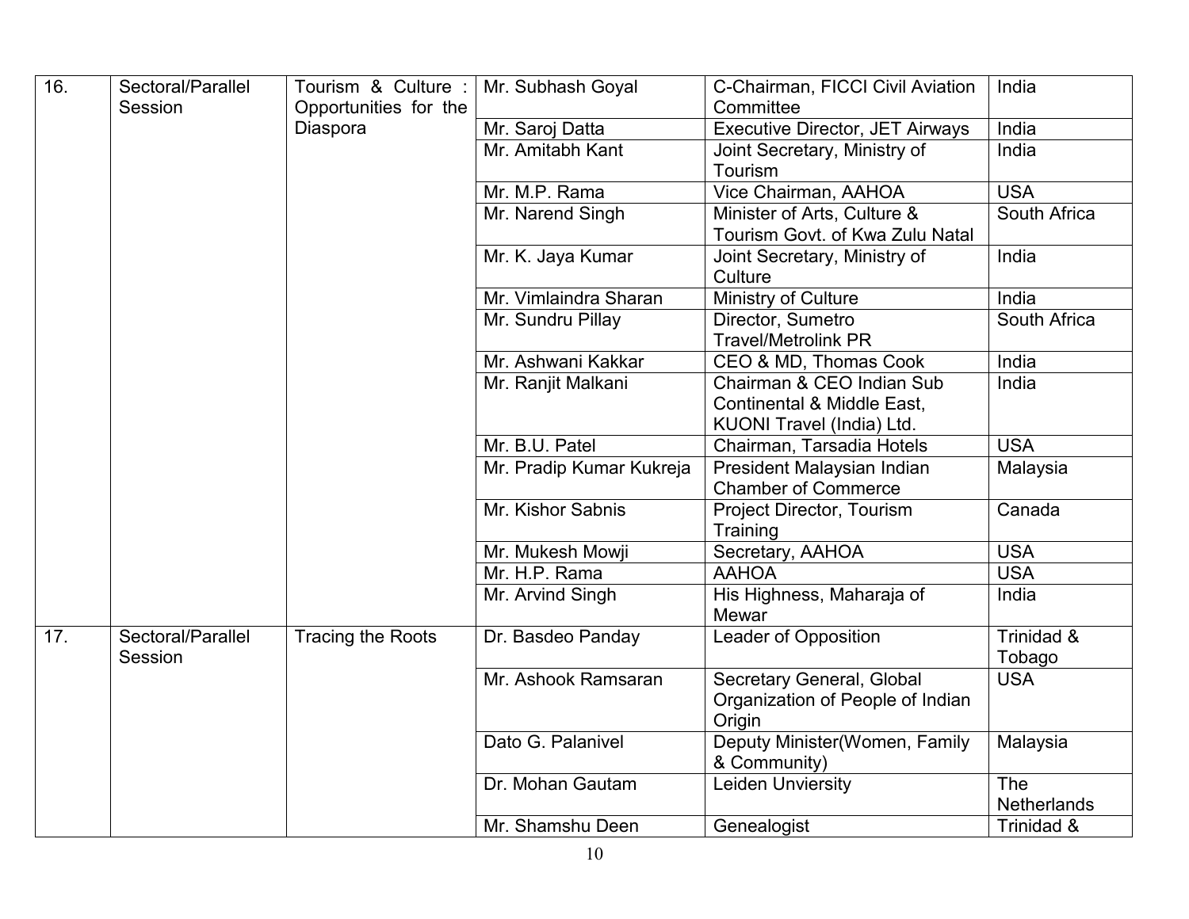| 16. | Sectoral/Parallel Session | Tourism & Culture : Opportunities for the Diaspora | Mr. Subhash Goyal | C-Chairman, FICCI Civil Aviation Committee | India |
|---|---|---|---|---|---|
| | | | Mr. Saroj Datta | Executive Director, JET Airways | India |
| | | | Mr. Amitabh Kant | Joint Secretary, Ministry of Tourism | India |
| | | | Mr. M.P. Rama | Vice Chairman, AAHOA | USA |
| | | | Mr. Narend Singh | Minister of Arts, Culture & Tourism Govt. of Kwa Zulu Natal | South Africa |
| | | | Mr. K. Jaya Kumar | Joint Secretary, Ministry of Culture | India |
| | | | Mr. Vimlaindra Sharan | Ministry of Culture | India |
| | | | Mr. Sundru Pillay | Director, Sumetro Travel/Metrolink PR | South Africa |
| | | | Mr. Ashwani Kakkar | CEO & MD, Thomas Cook | India |
| | | | Mr. Ranjit Malkani | Chairman & CEO Indian Sub Continental & Middle East, KUONI Travel (India) Ltd. | India |
| | | | Mr. B.U. Patel | Chairman, Tarsadia Hotels | USA |
| | | | Mr. Pradip Kumar Kukreja | President Malaysian Indian Chamber of Commerce | Malaysia |
| | | | Mr. Kishor Sabnis | Project Director, Tourism Training | Canada |
| | | | Mr. Mukesh Mowji | Secretary, AAHOA | USA |
| | | | Mr. H.P. Rama | AAHOA | USA |
| | | | Mr. Arvind Singh | His Highness, Maharaja of Mewar | India |
| 17. | Sectoral/Parallel Session | Tracing the Roots | Dr. Basdeo Panday | Leader of Opposition | Trinidad & Tobago |
| | | | Mr. Ashook Ramsaran | Secretary General, Global Organization of People of Indian Origin | USA |
| | | | Dato G. Palanivel | Deputy Minister(Women, Family & Community) | Malaysia |
| | | | Dr. Mohan Gautam | Leiden Unviersity | The Netherlands |
| | | | Mr. Shamshu Deen | Genealogist | Trinidad & |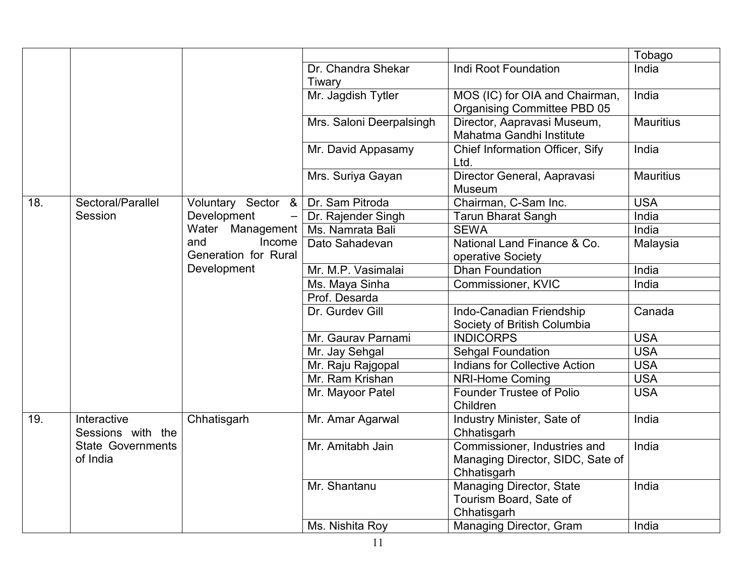| | | | | | Tobago |
|---|---|---|---|---|---|
| | | | Dr. Chandra Shekar Tiwary | Indi Root Foundation | India |
| | | | Mr. Jagdish Tytler | MOS (IC) for OIA and Chairman, Organising Committee PBD 05 | India |
| | | | Mrs. Saloni Deerpalsingh | Director, Aapravasi Museum, Mahatma Gandhi Institute | Mauritius |
| | | | Mr. David Appasamy | Chief Information Officer, Sify Ltd. | India |
| | | | Mrs. Suriya Gayan | Director General, Aapravasi Museum | Mauritius |
| 18. | Sectoral/Parallel Session | Voluntary Sector & Development – Water Management and Income Generation for Rural Development | Dr. Sam Pitroda | Chairman, C-Sam Inc. | USA |
| | | | Dr. Rajender Singh | Tarun Bharat Sangh | India |
| | | | Ms. Namrata Bali | SEWA | India |
| | | | Dato Sahadevan | National Land Finance & Co. operative Society | Malaysia |
| | | | Mr. M.P. Vasimalai | Dhan Foundation | India |
| | | | Ms. Maya Sinha | Commissioner, KVIC | India |
| | | | Prof. Desarda | | |
| | | | Dr. Gurdev Gill | Indo-Canadian Friendship Society of British Columbia | Canada |
| | | | Mr. Gaurav Parnami | INDICORPS | USA |
| | | | Mr. Jay Sehgal | Sehgal Foundation | USA |
| | | | Mr. Raju Rajgopal | Indians for Collective Action | USA |
| | | | Mr. Ram Krishan | NRI-Home Coming | USA |
| | | | Mr. Mayoor Patel | Founder Trustee of Polio Children | USA |
| 19. | Interactive Sessions with the State Governments of India | Chhatisgarh | Mr. Amar Agarwal | Industry Minister, Sate of Chhatisgarh | India |
| | | | Mr. Amitabh Jain | Commissioner, Industries and Managing Director, SIDC, Sate of Chhatisgarh | India |
| | | | Mr. Shantanu | Managing Director, State Tourism Board, Sate of Chhatisgarh | India |
| | | | Ms. Nishita Roy | Managing Director, Gram | India |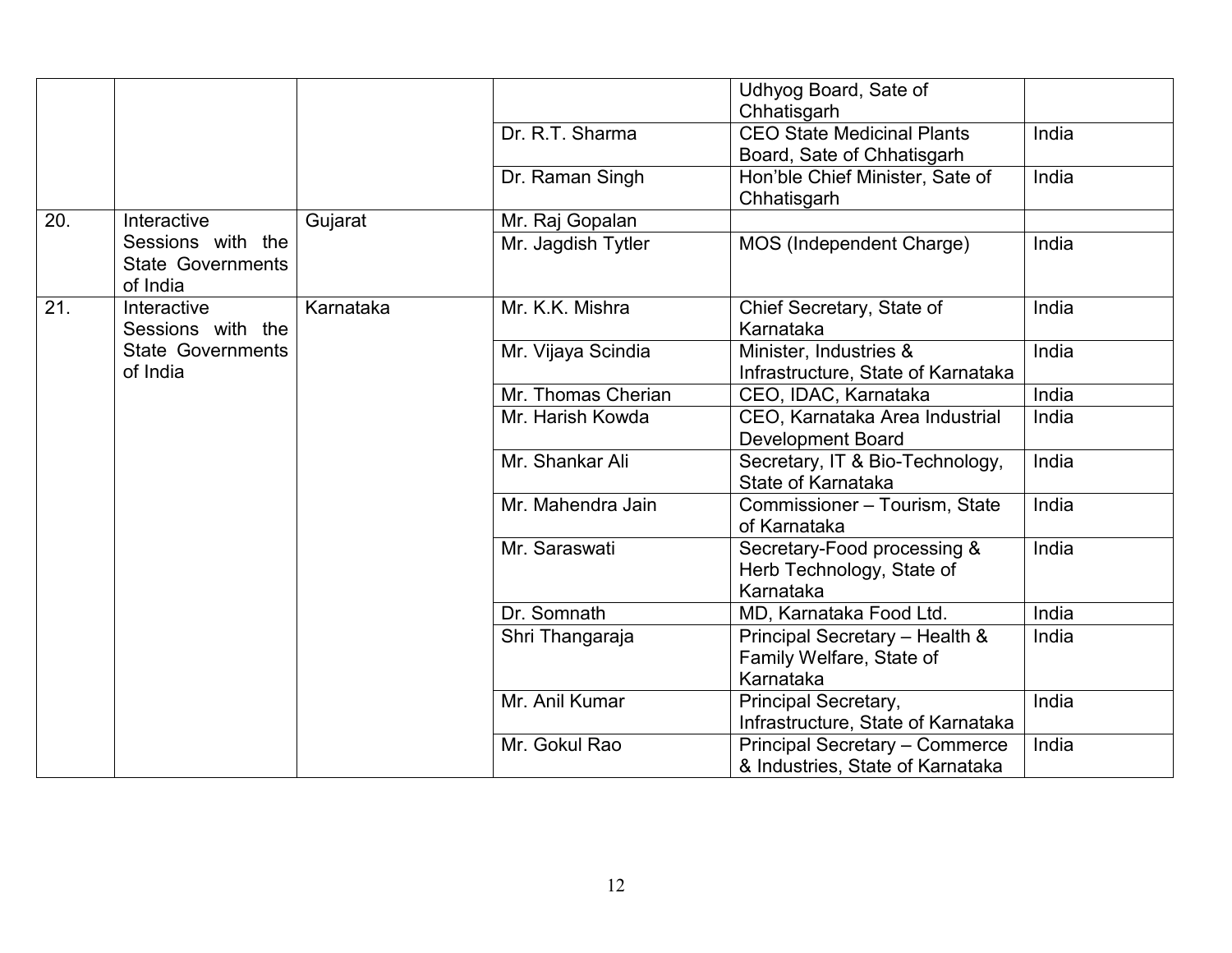| | | | | | |
|---|---|---|---|---|---|
| | | | | Udhyog Board, Sate of Chhatisgarh | |
| | | | Dr. R.T. Sharma | CEO State Medicinal Plants Board, Sate of Chhatisgarh | India |
| | | | Dr. Raman Singh | Hon'ble Chief Minister, Sate of Chhatisgarh | India |
| 20. | Interactive Sessions with the State Governments of India | Gujarat | Mr. Raj Gopalan | | |
| | | | Mr. Jagdish Tytler | MOS (Independent Charge) | India |
| 21. | Interactive Sessions with the State Governments of India | Karnataka | Mr. K.K. Mishra | Chief Secretary, State of Karnataka | India |
| | | | Mr. Vijaya Scindia | Minister, Industries & Infrastructure, State of Karnataka | India |
| | | | Mr. Thomas Cherian | CEO, IDAC, Karnataka | India |
| | | | Mr. Harish Kowda | CEO, Karnataka Area Industrial Development Board | India |
| | | | Mr. Shankar Ali | Secretary, IT & Bio-Technology, State of Karnataka | India |
| | | | Mr. Mahendra Jain | Commissioner – Tourism, State of Karnataka | India |
| | | | Mr. Saraswati | Secretary-Food processing & Herb Technology, State of Karnataka | India |
| | | | Dr. Somnath | MD, Karnataka Food Ltd. | India |
| | | | Shri Thangaraja | Principal Secretary – Health & Family Welfare, State of Karnataka | India |
| | | | Mr. Anil Kumar | Principal Secretary, Infrastructure, State of Karnataka | India |
| | | | Mr. Gokul Rao | Principal Secretary – Commerce & Industries, State of Karnataka | India |